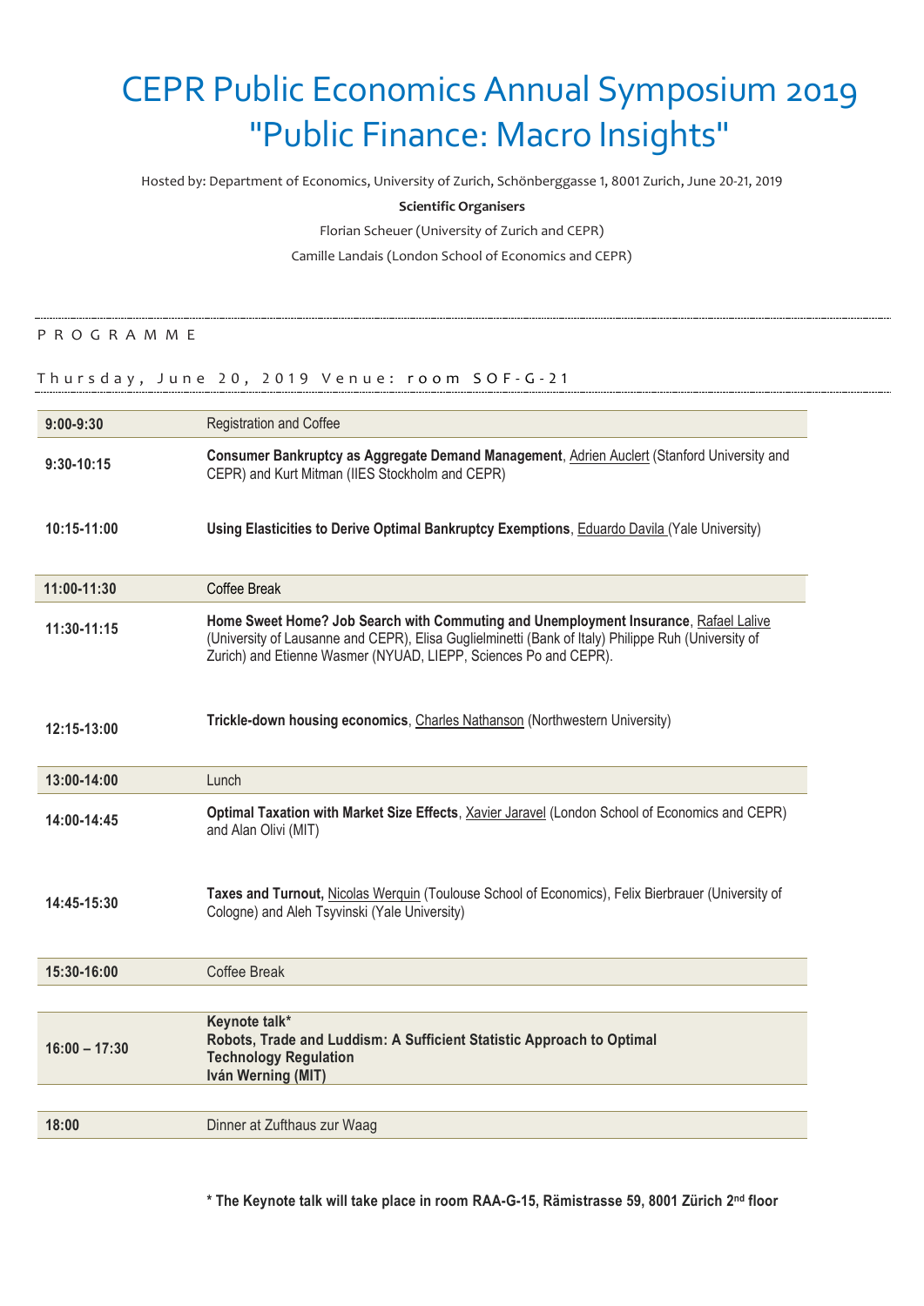# CEPR Public Economics Annual Symposium 2019
# "Public Finance: Macro Insights"

Hosted by: Department of Economics, University of Zurich, Schönberggasse 1, 8001 Zurich, June 20-21, 2019

**Scientific Organisers**

Florian Scheuer (University of Zurich and CEPR)

Camille Landais (London School of Economics and CEPR)

---

P R O G R A M M E

T h u r s d a y , J u n e 2 0 , 2 0 1 9 V e n u e : r o o m S O F - G - 2 1

| | |
|---|---|
| **9:00-9:30** | Registration and Coffee |
| **9:30-10:15** | **Consumer Bankruptcy as Aggregate Demand Management**, Adrien Auclert (Stanford University and CEPR) and Kurt Mitman (IIES Stockholm and CEPR) |
| **10:15-11:00** | **Using Elasticities to Derive Optimal Bankruptcy Exemptions**, Eduardo Davila (Yale University) |
| **11:00-11:30** | Coffee Break |
| **11:30-11:15** | **Home Sweet Home? Job Search with Commuting and Unemployment Insurance**, Rafael Lalive (University of Lausanne and CEPR), Elisa Guglielminetti (Bank of Italy) Philippe Ruh (University of Zurich) and Etienne Wasmer (NYUAD, LIEPP, Sciences Po and CEPR). |
| **12:15-13:00** | **Trickle-down housing economics**, Charles Nathanson (Northwestern University) |
| **13:00-14:00** | Lunch |
| **14:00-14:45** | **Optimal Taxation with Market Size Effects**, Xavier Jaravel (London School of Economics and CEPR) and Alan Olivi (MIT) |
| **14:45-15:30** | **Taxes and Turnout,** Nicolas Werquin (Toulouse School of Economics), Felix Bierbrauer (University of Cologne) and Aleh Tsyvinski (Yale University) |
| **15:30-16:00** | Coffee Break |
| **16:00 – 17:30** | **Keynote talk*** **Robots, Trade and Luddism: A Sufficient Statistic Approach to Optimal Technology Regulation** **Iván Werning (MIT)** |
| **18:00** | Dinner at Zufthaus zur Waag |

**\* The Keynote talk will take place in room RAA-G-15, Rämistrasse 59, 8001 Zürich 2nd floor**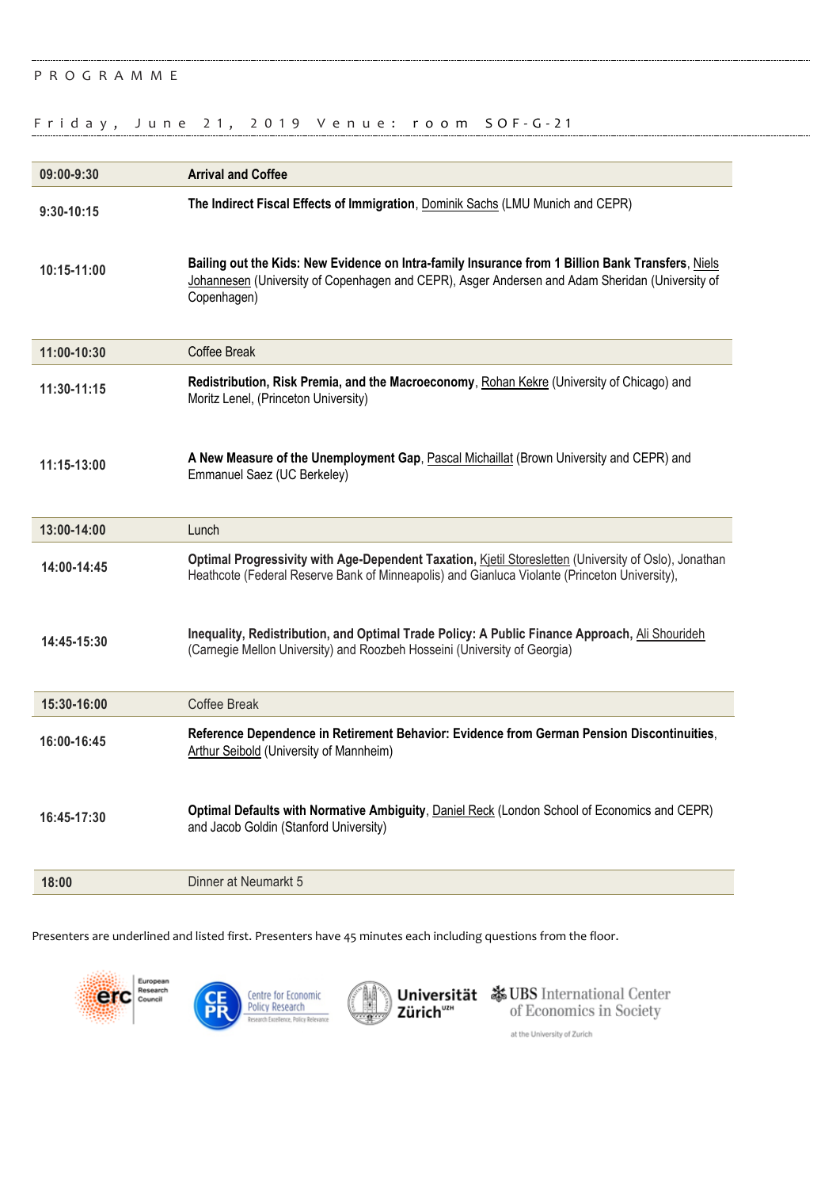PROGRAMME

Friday, June 21, 2019 Venue: room SOF-G-21

| | |
|---|---|
| **09:00-9:30** | **Arrival and Coffee** |
| **9:30-10:15** | **The Indirect Fiscal Effects of Immigration**, Dominik Sachs (LMU Munich and CEPR) |
| **10:15-11:00** | **Bailing out the Kids: New Evidence on Intra-family Insurance from 1 Billion Bank Transfers**, Niels Johannesen (University of Copenhagen and CEPR), Asger Andersen and Adam Sheridan (University of Copenhagen) |
| **11:00-10:30** | Coffee Break |
| **11:30-11:15** | **Redistribution, Risk Premia, and the Macroeconomy**, Rohan Kekre (University of Chicago) and Moritz Lenel, (Princeton University) |
| **11:15-13:00** | **A New Measure of the Unemployment Gap**, Pascal Michaillat (Brown University and CEPR) and Emmanuel Saez (UC Berkeley) |
| **13:00-14:00** | Lunch |
| **14:00-14:45** | **Optimal Progressivity with Age-Dependent Taxation**, Kjetil Storesletten (University of Oslo), Jonathan Heathcote (Federal Reserve Bank of Minneapolis) and Gianluca Violante (Princeton University), |
| **14:45-15:30** | **Inequality, Redistribution, and Optimal Trade Policy: A Public Finance Approach**, Ali Shourideh (Carnegie Mellon University) and Roozbeh Hosseini (University of Georgia) |
| **15:30-16:00** | Coffee Break |
| **16:00-16:45** | **Reference Dependence in Retirement Behavior: Evidence from German Pension Discontinuities**, Arthur Seibold (University of Mannheim) |
| **16:45-17:30** | **Optimal Defaults with Normative Ambiguity**, Daniel Reck (London School of Economics and CEPR) and Jacob Goldin (Stanford University) |
| **18:00** | Dinner at Neumarkt 5 |

Presenters are underlined and listed first. Presenters have 45 minutes each including questions from the floor.

erc European Research Council

CEPR Centre for Economic Policy Research — Research Excellence, Policy Relevance

Universität Zürich[UZH]

UBS International Center of Economics in Society at the University of Zurich